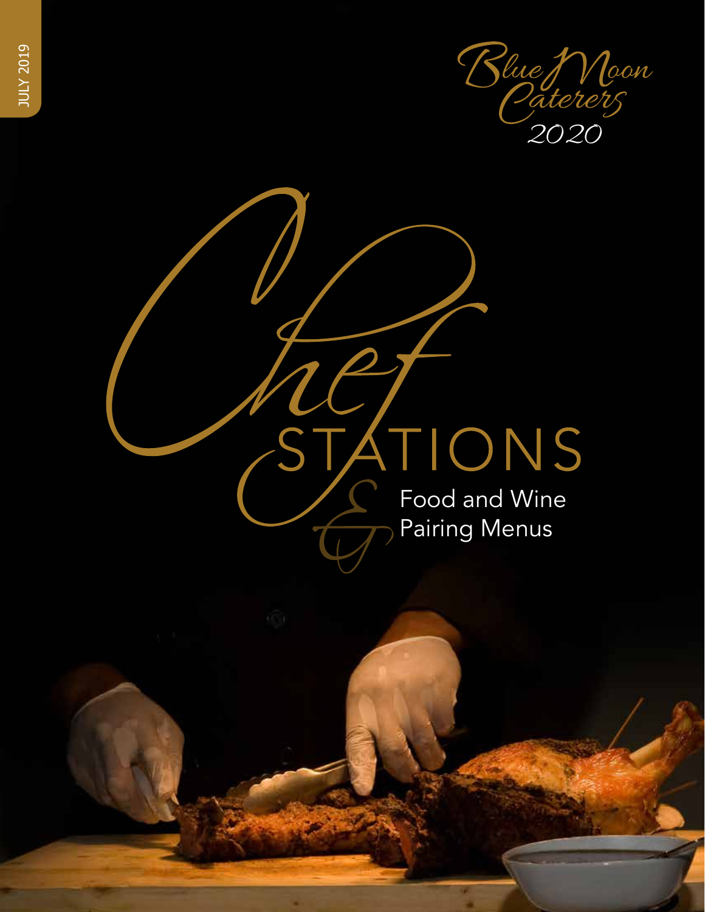JULY 2019

Blue Moon Caterers

2020

# Chef STATIONS

## & Food and Wine Pairing Menus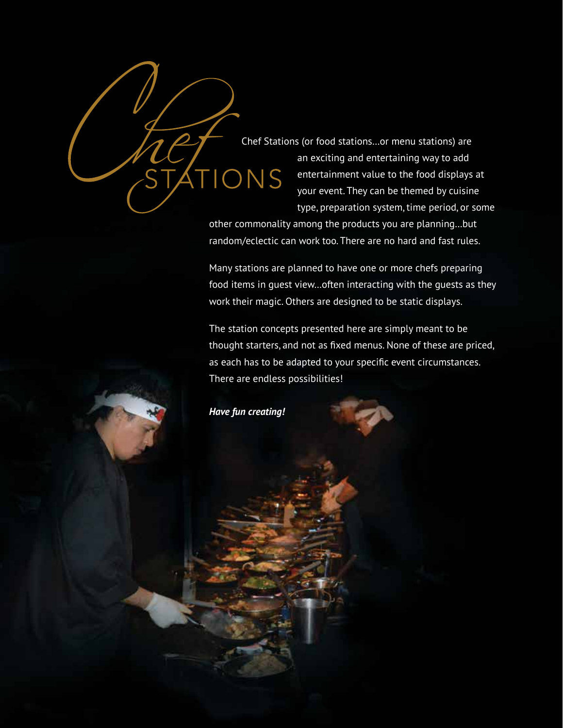# Chef STATIONS

Chef Stations (or food stations…or menu stations) are an exciting and entertaining way to add entertainment value to the food displays at your event. They can be themed by cuisine type, preparation system, time period, or some other commonality among the products you are planning…but random/eclectic can work too. There are no hard and fast rules.

Many stations are planned to have one or more chefs preparing food items in guest view…often interacting with the guests as they work their magic. Others are designed to be static displays.

The station concepts presented here are simply meant to be thought starters, and not as fixed menus. None of these are priced, as each has to be adapted to your specific event circumstances. There are endless possibilities!

***Have fun creating!***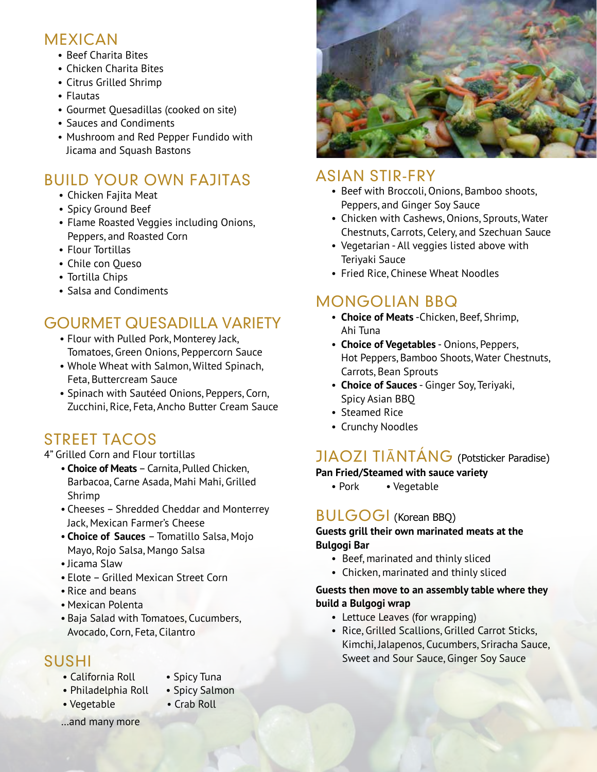## MEXICAN

- Beef Charita Bites
- Chicken Charita Bites
- Citrus Grilled Shrimp
- Flautas
- Gourmet Quesadillas (cooked on site)
- Sauces and Condiments
- Mushroom and Red Pepper Fundido with Jicama and Squash Bastons

## BUILD YOUR OWN FAJITAS

- Chicken Fajita Meat
- Spicy Ground Beef
- Flame Roasted Veggies including Onions, Peppers, and Roasted Corn
- Flour Tortillas
- Chile con Queso
- Tortilla Chips
- Salsa and Condiments

## GOURMET QUESADILLA VARIETY

- Flour with Pulled Pork, Monterey Jack, Tomatoes, Green Onions, Peppercorn Sauce
- Whole Wheat with Salmon, Wilted Spinach, Feta, Buttercream Sauce
- Spinach with Sautéed Onions, Peppers, Corn, Zucchini, Rice, Feta, Ancho Butter Cream Sauce

## STREET TACOS

4" Grilled Corn and Flour tortillas

- **Choice of Meats** – Carnita, Pulled Chicken, Barbacoa, Carne Asada, Mahi Mahi, Grilled Shrimp
- Cheeses – Shredded Cheddar and Monterrey Jack, Mexican Farmer's Cheese
- **Choice of Sauces** – Tomatillo Salsa, Mojo Mayo, Rojo Salsa, Mango Salsa
- Jicama Slaw
- Elote – Grilled Mexican Street Corn
- Rice and beans
- Mexican Polenta
- Baja Salad with Tomatoes, Cucumbers, Avocado, Corn, Feta, Cilantro

## SUSHI

- California Roll
- Philadelphia Roll
- Vegetable
- Spicy Tuna
- Spicy Salmon
- Crab Roll

...and many more

## ASIAN STIR-FRY

- Beef with Broccoli, Onions, Bamboo shoots, Peppers, and Ginger Soy Sauce
- Chicken with Cashews, Onions, Sprouts, Water Chestnuts, Carrots, Celery, and Szechuan Sauce
- Vegetarian - All veggies listed above with Teriyaki Sauce
- Fried Rice, Chinese Wheat Noodles

## MONGOLIAN BBQ

- **Choice of Meats** -Chicken, Beef, Shrimp, Ahi Tuna
- **Choice of Vegetables** - Onions, Peppers, Hot Peppers, Bamboo Shoots, Water Chestnuts, Carrots, Bean Sprouts
- **Choice of Sauces** - Ginger Soy, Teriyaki, Spicy Asian BBQ
- Steamed Rice
- Crunchy Noodles

## JIAOZI TIĀNTÁNG (Potsticker Paradise)

**Pan Fried/Steamed with sauce variety**

- Pork
- Vegetable

## BULGOGI (Korean BBQ)

**Guests grill their own marinated meats at the Bulgogi Bar**

- Beef, marinated and thinly sliced
- Chicken, marinated and thinly sliced

**Guests then move to an assembly table where they build a Bulgogi wrap**

- Lettuce Leaves (for wrapping)
- Rice, Grilled Scallions, Grilled Carrot Sticks, Kimchi, Jalapenos, Cucumbers, Sriracha Sauce, Sweet and Sour Sauce, Ginger Soy Sauce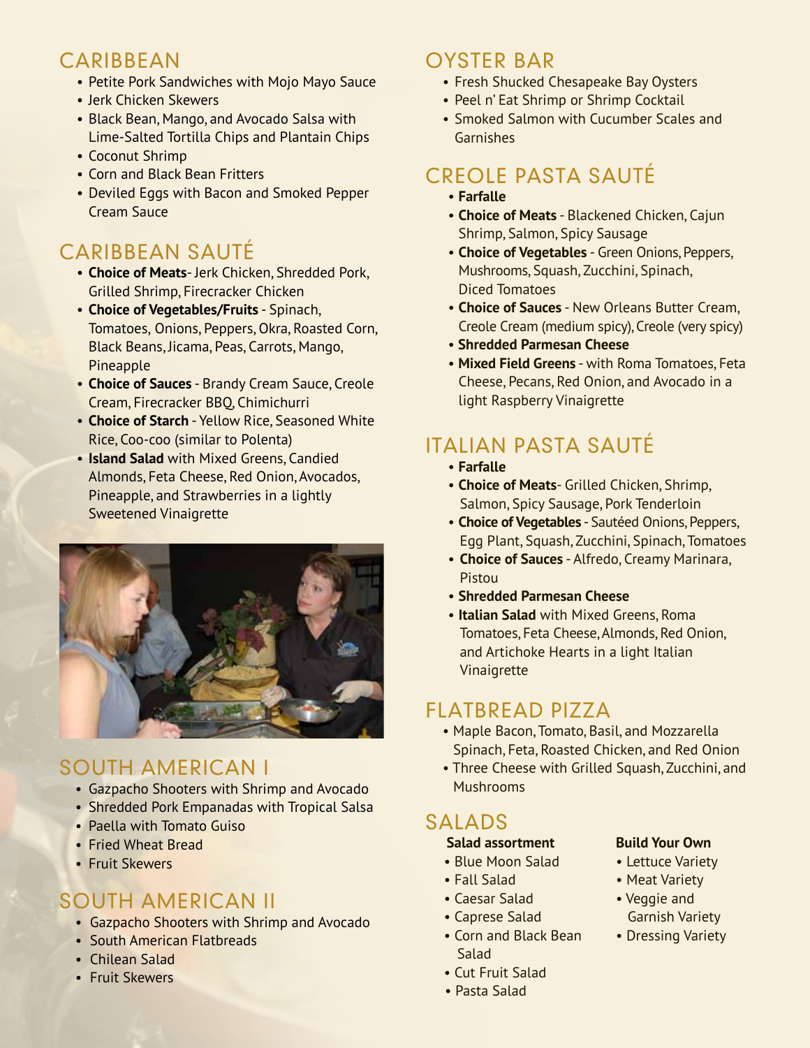## CARIBBEAN

- Petite Pork Sandwiches with Mojo Mayo Sauce
- Jerk Chicken Skewers
- Black Bean, Mango, and Avocado Salsa with Lime-Salted Tortilla Chips and Plantain Chips
- Coconut Shrimp
- Corn and Black Bean Fritters
- Deviled Eggs with Bacon and Smoked Pepper Cream Sauce

## CARIBBEAN SAUTÉ

- **Choice of Meats**- Jerk Chicken, Shredded Pork, Grilled Shrimp, Firecracker Chicken
- **Choice of Vegetables/Fruits** - Spinach, Tomatoes, Onions, Peppers, Okra, Roasted Corn, Black Beans, Jicama, Peas, Carrots, Mango, Pineapple
- **Choice of Sauces** - Brandy Cream Sauce, Creole Cream, Firecracker BBQ, Chimichurri
- **Choice of Starch** - Yellow Rice, Seasoned White Rice, Coo-coo (similar to Polenta)
- **Island Salad** with Mixed Greens, Candied Almonds, Feta Cheese, Red Onion, Avocados, Pineapple, and Strawberries in a lightly Sweetened Vinaigrette

## SOUTH AMERICAN I

- Gazpacho Shooters with Shrimp and Avocado
- Shredded Pork Empanadas with Tropical Salsa
- Paella with Tomato Guiso
- Fried Wheat Bread
- Fruit Skewers

## SOUTH AMERICAN II

- Gazpacho Shooters with Shrimp and Avocado
- South American Flatbreads
- Chilean Salad
- Fruit Skewers

## OYSTER BAR

- Fresh Shucked Chesapeake Bay Oysters
- Peel n' Eat Shrimp or Shrimp Cocktail
- Smoked Salmon with Cucumber Scales and Garnishes

## CREOLE PASTA SAUTÉ

- **Farfalle**
- **Choice of Meats** - Blackened Chicken, Cajun Shrimp, Salmon, Spicy Sausage
- **Choice of Vegetables** - Green Onions, Peppers, Mushrooms, Squash, Zucchini, Spinach, Diced Tomatoes
- **Choice of Sauces** - New Orleans Butter Cream, Creole Cream (medium spicy), Creole (very spicy)
- **Shredded Parmesan Cheese**
- **Mixed Field Greens** - with Roma Tomatoes, Feta Cheese, Pecans, Red Onion, and Avocado in a light Raspberry Vinaigrette

## ITALIAN PASTA SAUTÉ

- **Farfalle**
- **Choice of Meats**- Grilled Chicken, Shrimp, Salmon, Spicy Sausage, Pork Tenderloin
- **Choice of Vegetables** - Sautéed Onions, Peppers, Egg Plant, Squash, Zucchini, Spinach, Tomatoes
- **Choice of Sauces** - Alfredo, Creamy Marinara, Pistou
- **Shredded Parmesan Cheese**
- **Italian Salad** with Mixed Greens, Roma Tomatoes, Feta Cheese, Almonds, Red Onion, and Artichoke Hearts in a light Italian Vinaigrette

## FLATBREAD PIZZA

- Maple Bacon, Tomato, Basil, and Mozzarella Spinach, Feta, Roasted Chicken, and Red Onion
- Three Cheese with Grilled Squash, Zucchini, and Mushrooms

## SALADS

**Salad assortment**

- Blue Moon Salad
- Fall Salad
- Caesar Salad
- Caprese Salad
- Corn and Black Bean Salad
- Cut Fruit Salad
- Pasta Salad

**Build Your Own**

- Lettuce Variety
- Meat Variety
- Veggie and Garnish Variety
- Dressing Variety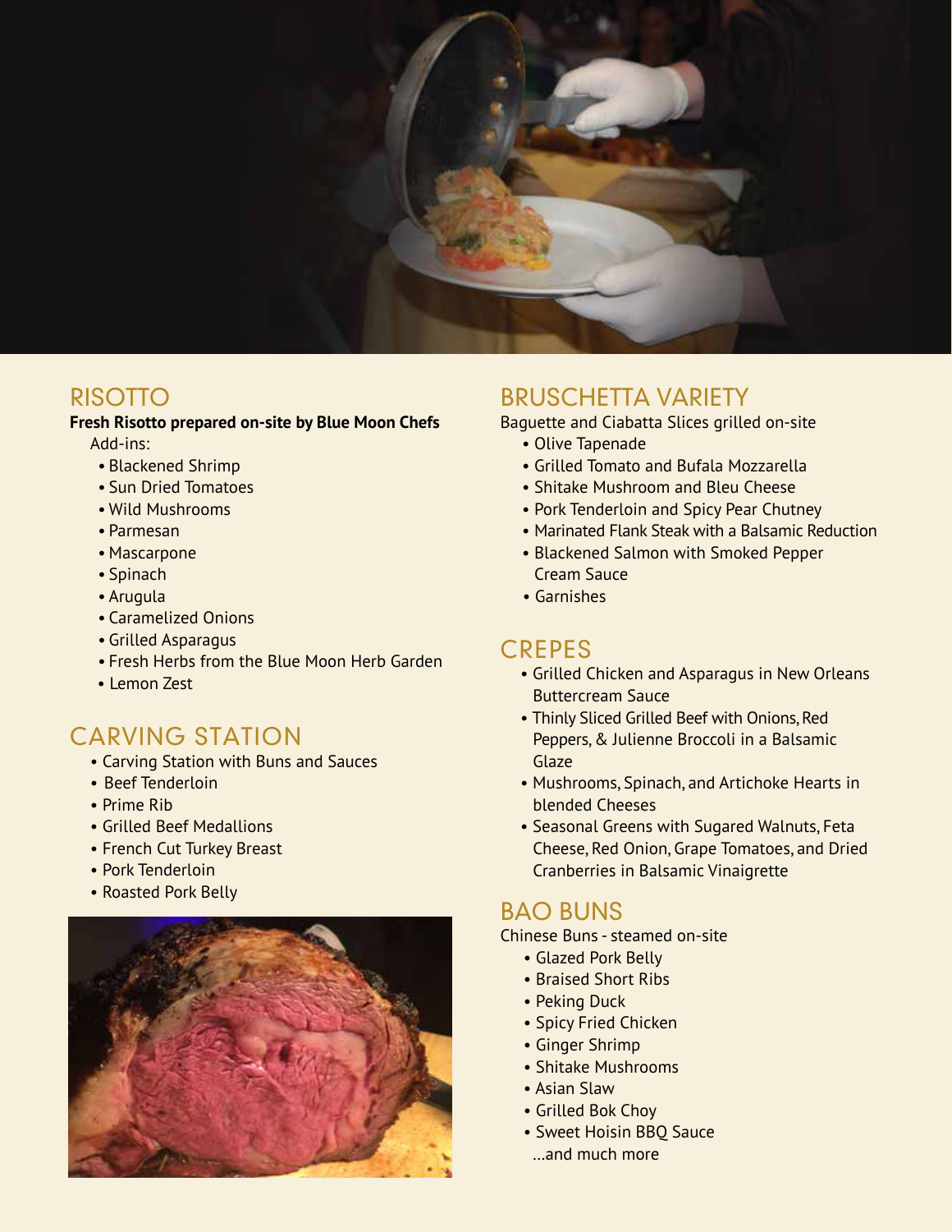## RISOTTO

**Fresh Risotto prepared on-site by Blue Moon Chefs**

Add-ins:

- Blackened Shrimp
- Sun Dried Tomatoes
- Wild Mushrooms
- Parmesan
- Mascarpone
- Spinach
- Arugula
- Caramelized Onions
- Grilled Asparagus
- Fresh Herbs from the Blue Moon Herb Garden
- Lemon Zest

## CARVING STATION

- Carving Station with Buns and Sauces
- Beef Tenderloin
- Prime Rib
- Grilled Beef Medallions
- French Cut Turkey Breast
- Pork Tenderloin
- Roasted Pork Belly

## BRUSCHETTA VARIETY

Baguette and Ciabatta Slices grilled on-site

- Olive Tapenade
- Grilled Tomato and Bufala Mozzarella
- Shitake Mushroom and Bleu Cheese
- Pork Tenderloin and Spicy Pear Chutney
- Marinated Flank Steak with a Balsamic Reduction
- Blackened Salmon with Smoked Pepper Cream Sauce
- Garnishes

## CREPES

- Grilled Chicken and Asparagus in New Orleans Buttercream Sauce
- Thinly Sliced Grilled Beef with Onions, Red Peppers, & Julienne Broccoli in a Balsamic Glaze
- Mushrooms, Spinach, and Artichoke Hearts in blended Cheeses
- Seasonal Greens with Sugared Walnuts, Feta Cheese, Red Onion, Grape Tomatoes, and Dried Cranberries in Balsamic Vinaigrette

## BAO BUNS

Chinese Buns - steamed on-site

- Glazed Pork Belly
- Braised Short Ribs
- Peking Duck
- Spicy Fried Chicken
- Ginger Shrimp
- Shitake Mushrooms
- Asian Slaw
- Grilled Bok Choy
- Sweet Hoisin BBQ Sauce

...and much more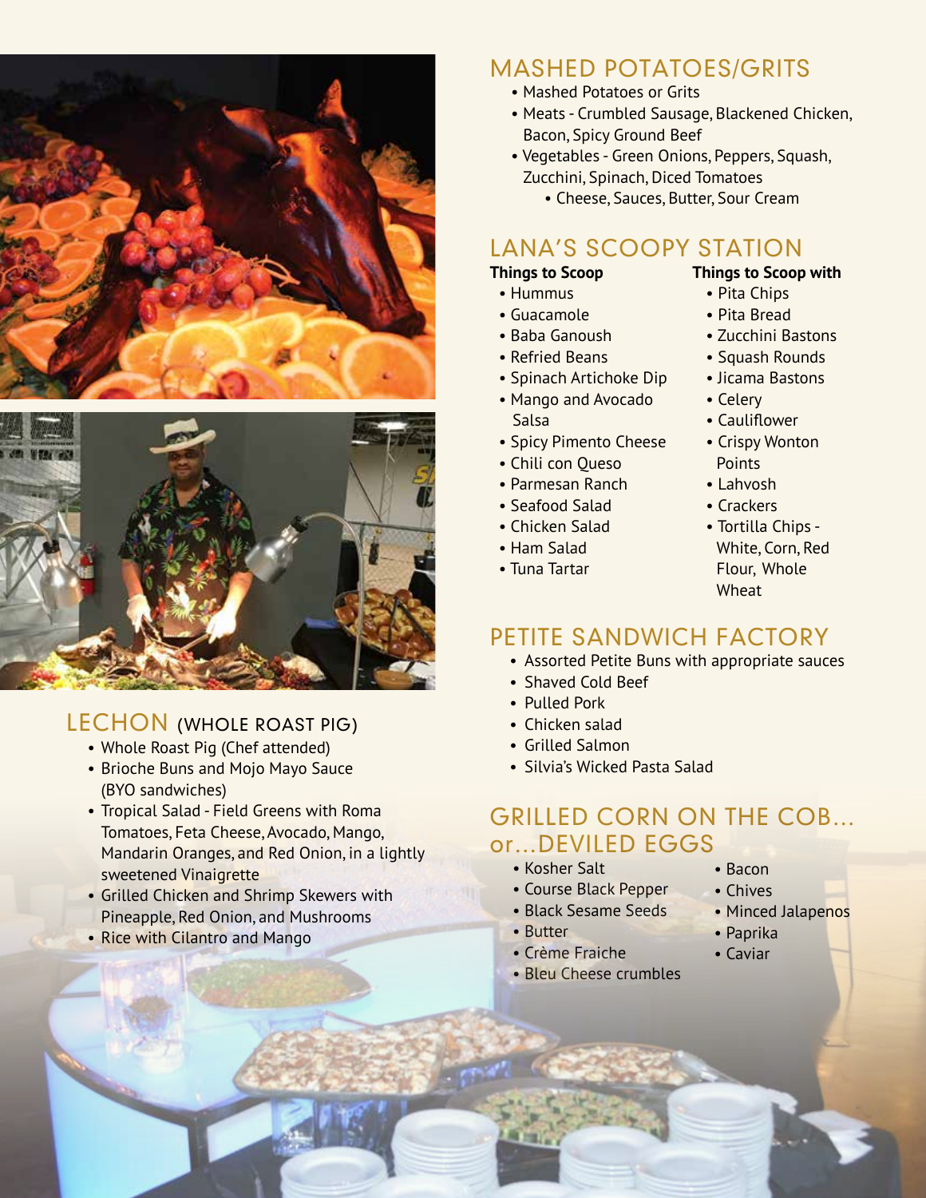## LECHON (WHOLE ROAST PIG)

- Whole Roast Pig (Chef attended)
- Brioche Buns and Mojo Mayo Sauce (BYO sandwiches)
- Tropical Salad - Field Greens with Roma Tomatoes, Feta Cheese, Avocado, Mango, Mandarin Oranges, and Red Onion, in a lightly sweetened Vinaigrette
- Grilled Chicken and Shrimp Skewers with Pineapple, Red Onion, and Mushrooms
- Rice with Cilantro and Mango

## MASHED POTATOES/GRITS

- Mashed Potatoes or Grits
- Meats - Crumbled Sausage, Blackened Chicken, Bacon, Spicy Ground Beef
- Vegetables - Green Onions, Peppers, Squash, Zucchini, Spinach, Diced Tomatoes
  - Cheese, Sauces, Butter, Sour Cream

## LANA'S SCOOPY STATION

**Things to Scoop**

- Hummus
- Guacamole
- Baba Ganoush
- Refried Beans
- Spinach Artichoke Dip
- Mango and Avocado Salsa
- Spicy Pimento Cheese
- Chili con Queso
- Parmesan Ranch
- Seafood Salad
- Chicken Salad
- Ham Salad
- Tuna Tartar

**Things to Scoop with**

- Pita Chips
- Pita Bread
- Zucchini Bastons
- Squash Rounds
- Jicama Bastons
- Celery
- Cauliflower
- Crispy Wonton Points
- Lahvosh
- Crackers
- Tortilla Chips - White, Corn, Red Flour, Whole Wheat

## PETITE SANDWICH FACTORY

- Assorted Petite Buns with appropriate sauces
- Shaved Cold Beef
- Pulled Pork
- Chicken salad
- Grilled Salmon
- Silvia's Wicked Pasta Salad

## GRILLED CORN ON THE COB... or...DEVILED EGGS

- Kosher Salt
- Course Black Pepper
- Black Sesame Seeds
- Butter
- Crème Fraiche
- Bleu Cheese crumbles
- Bacon
- Chives
- Minced Jalapenos
- Paprika
- Caviar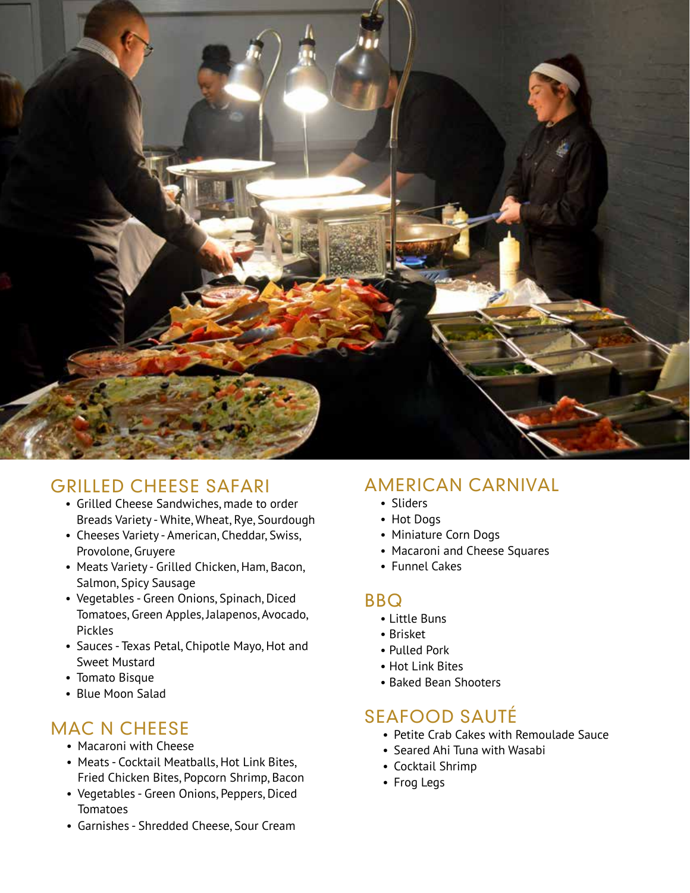## GRILLED CHEESE SAFARI

- Grilled Cheese Sandwiches, made to order Breads Variety - White, Wheat, Rye, Sourdough
- Cheeses Variety - American, Cheddar, Swiss, Provolone, Gruyere
- Meats Variety - Grilled Chicken, Ham, Bacon, Salmon, Spicy Sausage
- Vegetables - Green Onions, Spinach, Diced Tomatoes, Green Apples, Jalapenos, Avocado, Pickles
- Sauces - Texas Petal, Chipotle Mayo, Hot and Sweet Mustard
- Tomato Bisque
- Blue Moon Salad

## MAC N CHEESE

- Macaroni with Cheese
- Meats - Cocktail Meatballs, Hot Link Bites, Fried Chicken Bites, Popcorn Shrimp, Bacon
- Vegetables - Green Onions, Peppers, Diced Tomatoes
- Garnishes - Shredded Cheese, Sour Cream

## AMERICAN CARNIVAL

- Sliders
- Hot Dogs
- Miniature Corn Dogs
- Macaroni and Cheese Squares
- Funnel Cakes

## BBQ

- Little Buns
- Brisket
- Pulled Pork
- Hot Link Bites
- Baked Bean Shooters

## SEAFOOD SAUTÉ

- Petite Crab Cakes with Remoulade Sauce
- Seared Ahi Tuna with Wasabi
- Cocktail Shrimp
- Frog Legs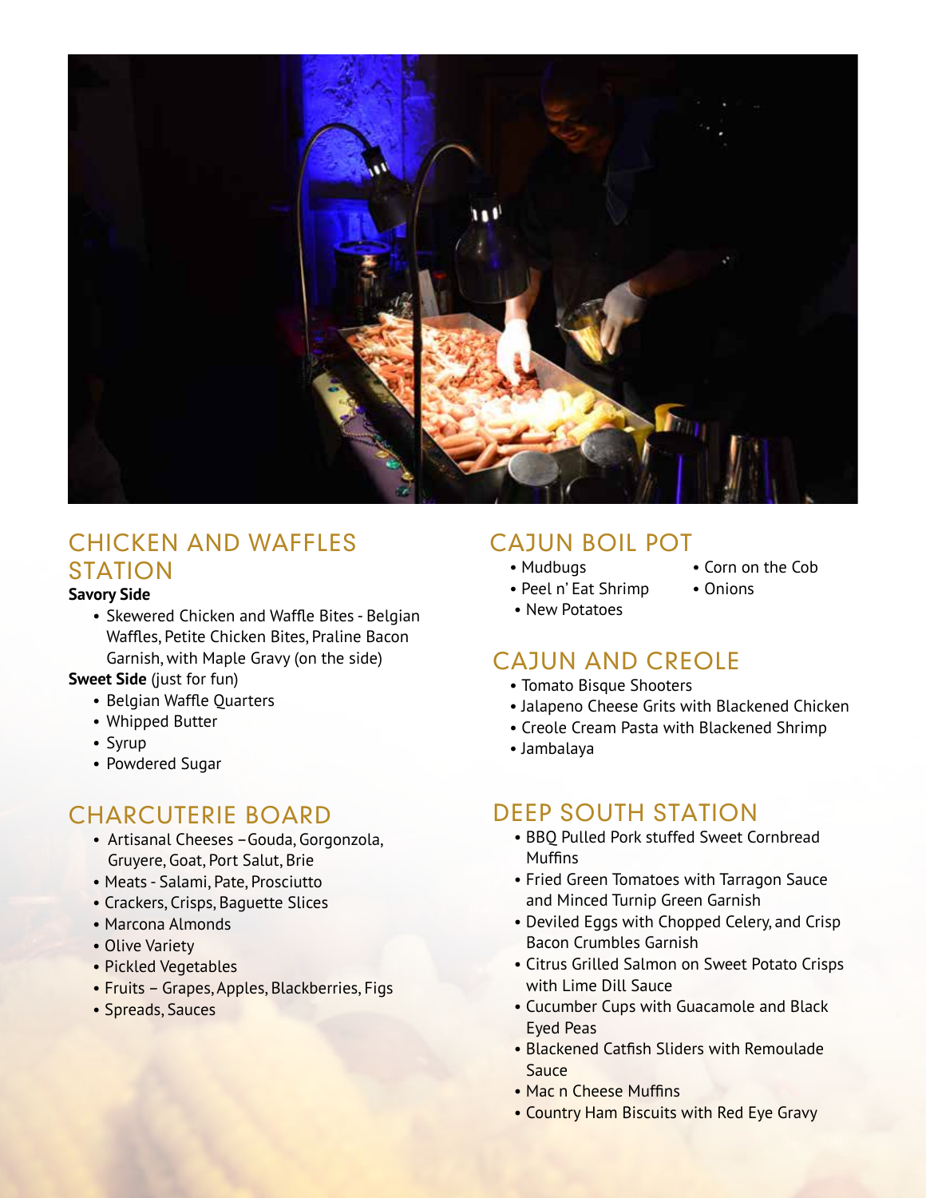## CHICKEN AND WAFFLES STATION

**Savory Side**

- Skewered Chicken and Waffle Bites - Belgian Waffles, Petite Chicken Bites, Praline Bacon Garnish, with Maple Gravy (on the side)

**Sweet Side** (just for fun)

- Belgian Waffle Quarters
- Whipped Butter
- Syrup
- Powdered Sugar

## CHARCUTERIE BOARD

- Artisanal Cheeses – Gouda, Gorgonzola, Gruyere, Goat, Port Salut, Brie
- Meats - Salami, Pate, Prosciutto
- Crackers, Crisps, Baguette Slices
- Marcona Almonds
- Olive Variety
- Pickled Vegetables
- Fruits – Grapes, Apples, Blackberries, Figs
- Spreads, Sauces

## CAJUN BOIL POT

- Mudbugs
- Peel n' Eat Shrimp
- New Potatoes
- Corn on the Cob
- Onions

## CAJUN AND CREOLE

- Tomato Bisque Shooters
- Jalapeno Cheese Grits with Blackened Chicken
- Creole Cream Pasta with Blackened Shrimp
- Jambalaya

## DEEP SOUTH STATION

- BBQ Pulled Pork stuffed Sweet Cornbread Muffins
- Fried Green Tomatoes with Tarragon Sauce and Minced Turnip Green Garnish
- Deviled Eggs with Chopped Celery, and Crisp Bacon Crumbles Garnish
- Citrus Grilled Salmon on Sweet Potato Crisps with Lime Dill Sauce
- Cucumber Cups with Guacamole and Black Eyed Peas
- Blackened Catfish Sliders with Remoulade Sauce
- Mac n Cheese Muffins
- Country Ham Biscuits with Red Eye Gravy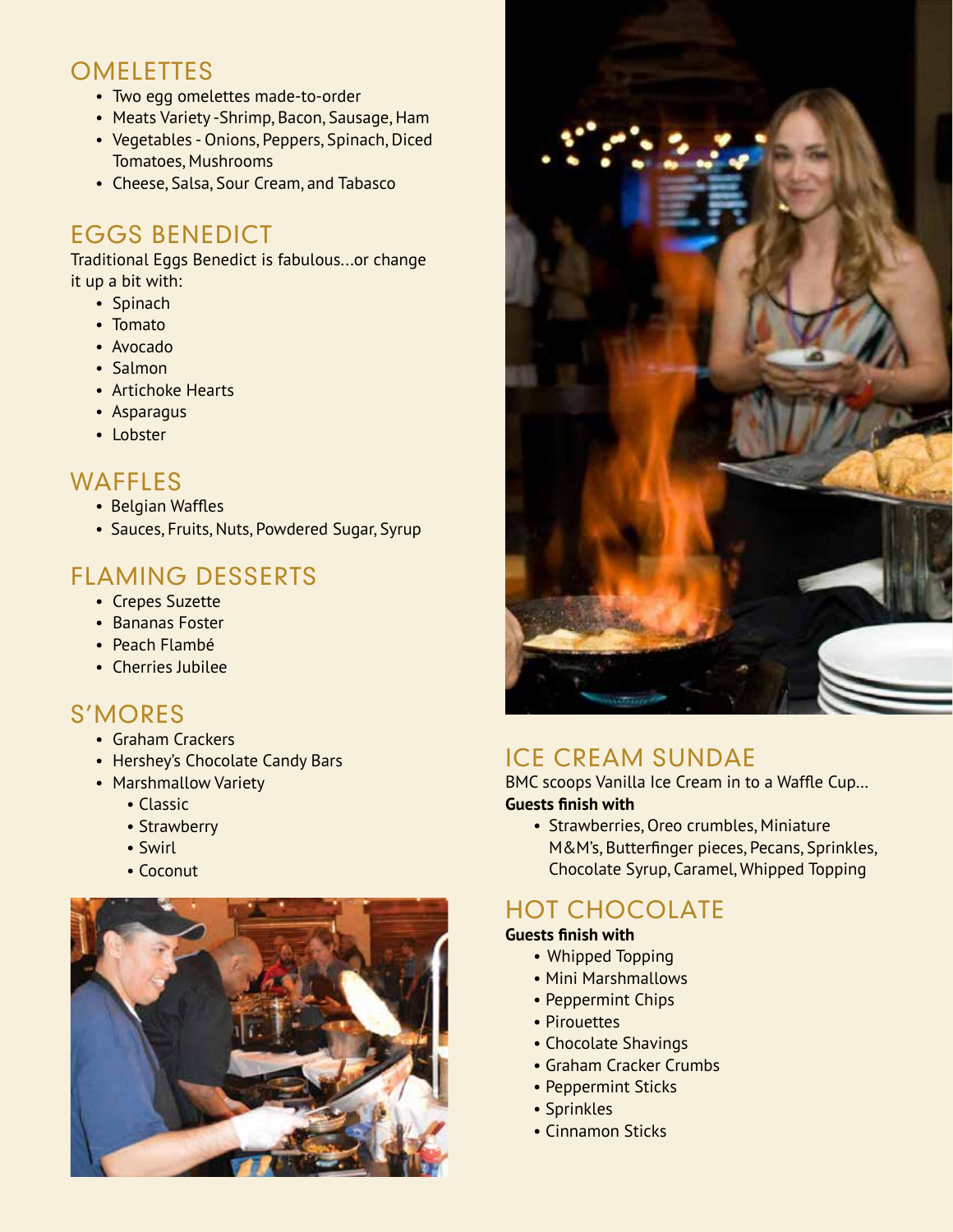## OMELETTES

- Two egg omelettes made-to-order
- Meats Variety -Shrimp, Bacon, Sausage, Ham
- Vegetables - Onions, Peppers, Spinach, Diced Tomatoes, Mushrooms
- Cheese, Salsa, Sour Cream, and Tabasco

## EGGS BENEDICT

Traditional Eggs Benedict is fabulous…or change it up a bit with:

- Spinach
- Tomato
- Avocado
- Salmon
- Artichoke Hearts
- Asparagus
- Lobster

## WAFFLES

- Belgian Waffles
- Sauces, Fruits, Nuts, Powdered Sugar, Syrup

## FLAMING DESSERTS

- Crepes Suzette
- Bananas Foster
- Peach Flambé
- Cherries Jubilee

## S'MORES

- Graham Crackers
- Hershey's Chocolate Candy Bars
- Marshmallow Variety
  - Classic
  - Strawberry
  - Swirl
  - Coconut

## ICE CREAM SUNDAE

BMC scoops Vanilla Ice Cream in to a Waffle Cup…

**Guests finish with**

- Strawberries, Oreo crumbles, Miniature M&M's, Butterfinger pieces, Pecans, Sprinkles, Chocolate Syrup, Caramel, Whipped Topping

## HOT CHOCOLATE

**Guests finish with**

- Whipped Topping
- Mini Marshmallows
- Peppermint Chips
- Pirouettes
- Chocolate Shavings
- Graham Cracker Crumbs
- Peppermint Sticks
- Sprinkles
- Cinnamon Sticks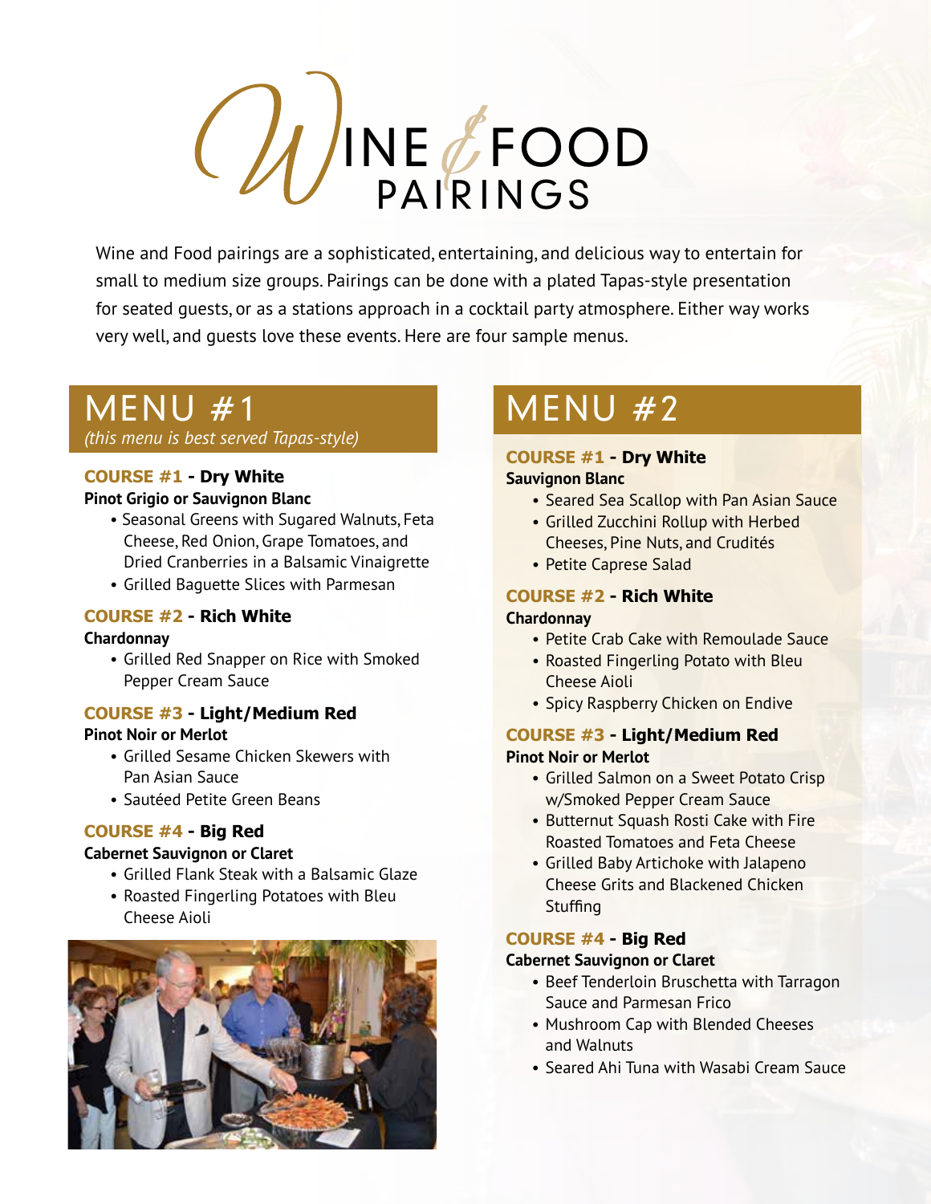# Wine & Food Pairings

Wine and Food pairings are a sophisticated, entertaining, and delicious way to entertain for small to medium size groups. Pairings can be done with a plated Tapas-style presentation for seated guests, or as a stations approach in a cocktail party atmosphere. Either way works very well, and guests love these events. Here are four sample menus.

## MENU #1

*(this menu is best served Tapas-style)*

### COURSE #1 - Dry White

**Pinot Grigio or Sauvignon Blanc**

- Seasonal Greens with Sugared Walnuts, Feta Cheese, Red Onion, Grape Tomatoes, and Dried Cranberries in a Balsamic Vinaigrette
- Grilled Baguette Slices with Parmesan

### COURSE #2 - Rich White

**Chardonnay**

- Grilled Red Snapper on Rice with Smoked Pepper Cream Sauce

### COURSE #3 - Light/Medium Red

**Pinot Noir or Merlot**

- Grilled Sesame Chicken Skewers with Pan Asian Sauce
- Sautéed Petite Green Beans

### COURSE #4 - Big Red

**Cabernet Sauvignon or Claret**

- Grilled Flank Steak with a Balsamic Glaze
- Roasted Fingerling Potatoes with Bleu Cheese Aioli

## MENU #2

### COURSE #1 - Dry White

**Sauvignon Blanc**

- Seared Sea Scallop with Pan Asian Sauce
- Grilled Zucchini Rollup with Herbed Cheeses, Pine Nuts, and Crudités
- Petite Caprese Salad

### COURSE #2 - Rich White

**Chardonnay**

- Petite Crab Cake with Remoulade Sauce
- Roasted Fingerling Potato with Bleu Cheese Aioli
- Spicy Raspberry Chicken on Endive

### COURSE #3 - Light/Medium Red

**Pinot Noir or Merlot**

- Grilled Salmon on a Sweet Potato Crisp w/Smoked Pepper Cream Sauce
- Butternut Squash Rosti Cake with Fire Roasted Tomatoes and Feta Cheese
- Grilled Baby Artichoke with Jalapeno Cheese Grits and Blackened Chicken Stuffing

### COURSE #4 - Big Red

**Cabernet Sauvignon or Claret**

- Beef Tenderloin Bruschetta with Tarragon Sauce and Parmesan Frico
- Mushroom Cap with Blended Cheeses and Walnuts
- Seared Ahi Tuna with Wasabi Cream Sauce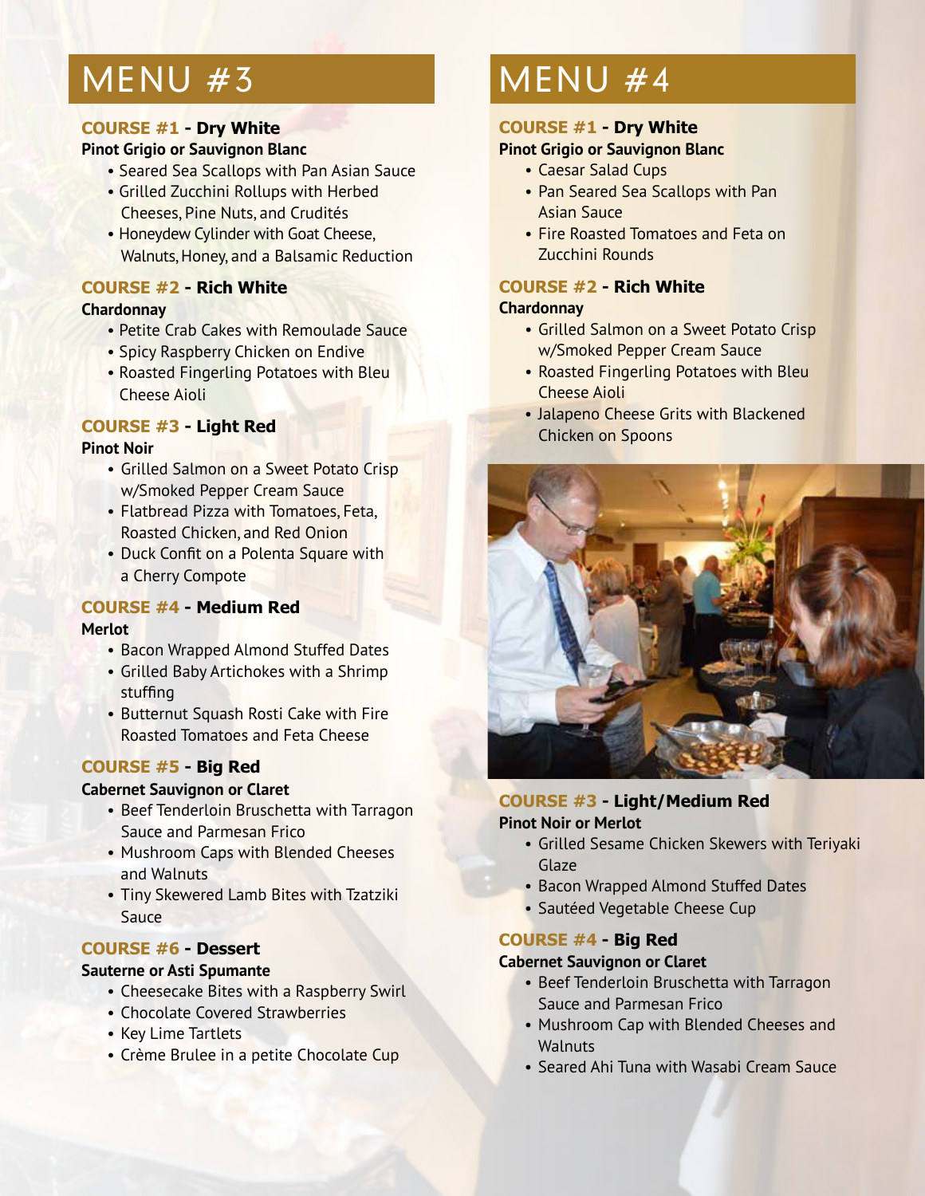# MENU #3

### COURSE #1 - Dry White

**Pinot Grigio or Sauvignon Blanc**

- Seared Sea Scallops with Pan Asian Sauce
- Grilled Zucchini Rollups with Herbed Cheeses, Pine Nuts, and Crudités
- Honeydew Cylinder with Goat Cheese, Walnuts, Honey, and a Balsamic Reduction

### COURSE #2 - Rich White

**Chardonnay**

- Petite Crab Cakes with Remoulade Sauce
- Spicy Raspberry Chicken on Endive
- Roasted Fingerling Potatoes with Bleu Cheese Aioli

### COURSE #3 - Light Red

**Pinot Noir**

- Grilled Salmon on a Sweet Potato Crisp w/Smoked Pepper Cream Sauce
- Flatbread Pizza with Tomatoes, Feta, Roasted Chicken, and Red Onion
- Duck Confit on a Polenta Square with a Cherry Compote

### COURSE #4 - Medium Red

**Merlot**

- Bacon Wrapped Almond Stuffed Dates
- Grilled Baby Artichokes with a Shrimp stuffing
- Butternut Squash Rosti Cake with Fire Roasted Tomatoes and Feta Cheese

### COURSE #5 - Big Red

**Cabernet Sauvignon or Claret**

- Beef Tenderloin Bruschetta with Tarragon Sauce and Parmesan Frico
- Mushroom Caps with Blended Cheeses and Walnuts
- Tiny Skewered Lamb Bites with Tzatziki Sauce

### COURSE #6 - Dessert

**Sauterne or Asti Spumante**

- Cheesecake Bites with a Raspberry Swirl
- Chocolate Covered Strawberries
- Key Lime Tartlets
- Crème Brulee in a petite Chocolate Cup

# MENU #4

### COURSE #1 - Dry White

**Pinot Grigio or Sauvignon Blanc**

- Caesar Salad Cups
- Pan Seared Sea Scallops with Pan Asian Sauce
- Fire Roasted Tomatoes and Feta on Zucchini Rounds

### COURSE #2 - Rich White

**Chardonnay**

- Grilled Salmon on a Sweet Potato Crisp w/Smoked Pepper Cream Sauce
- Roasted Fingerling Potatoes with Bleu Cheese Aioli
- Jalapeno Cheese Grits with Blackened Chicken on Spoons

### COURSE #3 - Light/Medium Red

**Pinot Noir or Merlot**

- Grilled Sesame Chicken Skewers with Teriyaki Glaze
- Bacon Wrapped Almond Stuffed Dates
- Sautéed Vegetable Cheese Cup

### COURSE #4 - Big Red

**Cabernet Sauvignon or Claret**

- Beef Tenderloin Bruschetta with Tarragon Sauce and Parmesan Frico
- Mushroom Cap with Blended Cheeses and Walnuts
- Seared Ahi Tuna with Wasabi Cream Sauce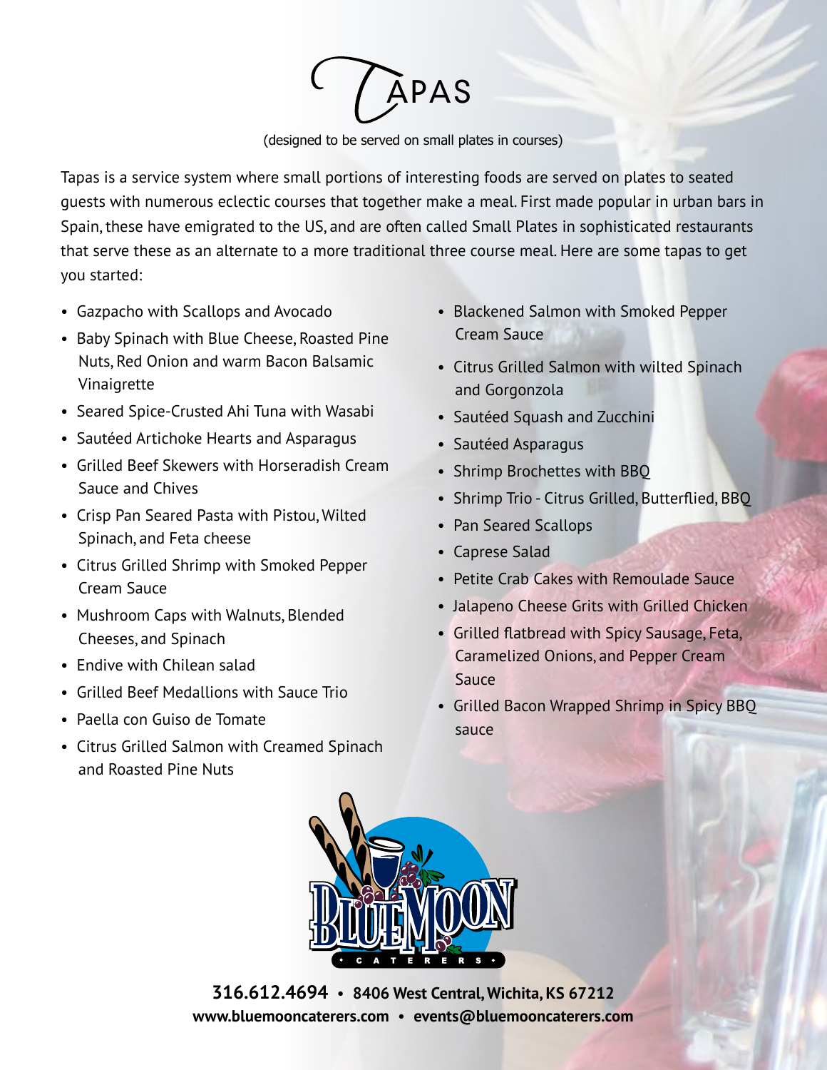# TAPAS

(designed to be served on small plates in courses)

Tapas is a service system where small portions of interesting foods are served on plates to seated guests with numerous eclectic courses that together make a meal. First made popular in urban bars in Spain, these have emigrated to the US, and are often called Small Plates in sophisticated restaurants that serve these as an alternate to a more traditional three course meal. Here are some tapas to get you started:

- Gazpacho with Scallops and Avocado
- Baby Spinach with Blue Cheese, Roasted Pine Nuts, Red Onion and warm Bacon Balsamic Vinaigrette
- Seared Spice-Crusted Ahi Tuna with Wasabi
- Sautéed Artichoke Hearts and Asparagus
- Grilled Beef Skewers with Horseradish Cream Sauce and Chives
- Crisp Pan Seared Pasta with Pistou, Wilted Spinach, and Feta cheese
- Citrus Grilled Shrimp with Smoked Pepper Cream Sauce
- Mushroom Caps with Walnuts, Blended Cheeses, and Spinach
- Endive with Chilean salad
- Grilled Beef Medallions with Sauce Trio
- Paella con Guiso de Tomate
- Citrus Grilled Salmon with Creamed Spinach and Roasted Pine Nuts
- Blackened Salmon with Smoked Pepper Cream Sauce
- Citrus Grilled Salmon with wilted Spinach and Gorgonzola
- Sautéed Squash and Zucchini
- Sautéed Asparagus
- Shrimp Brochettes with BBQ
- Shrimp Trio - Citrus Grilled, Butterflied, BBQ
- Pan Seared Scallops
- Caprese Salad
- Petite Crab Cakes with Remoulade Sauce
- Jalapeno Cheese Grits with Grilled Chicken
- Grilled flatbread with Spicy Sausage, Feta, Caramelized Onions, and Pepper Cream Sauce
- Grilled Bacon Wrapped Shrimp in Spicy BBQ sauce

BLUE MOON CATERERS

**316.612.4694 • 8406 West Central, Wichita, KS 67212**
**www.bluemooncaterers.com • events@bluemooncaterers.com**